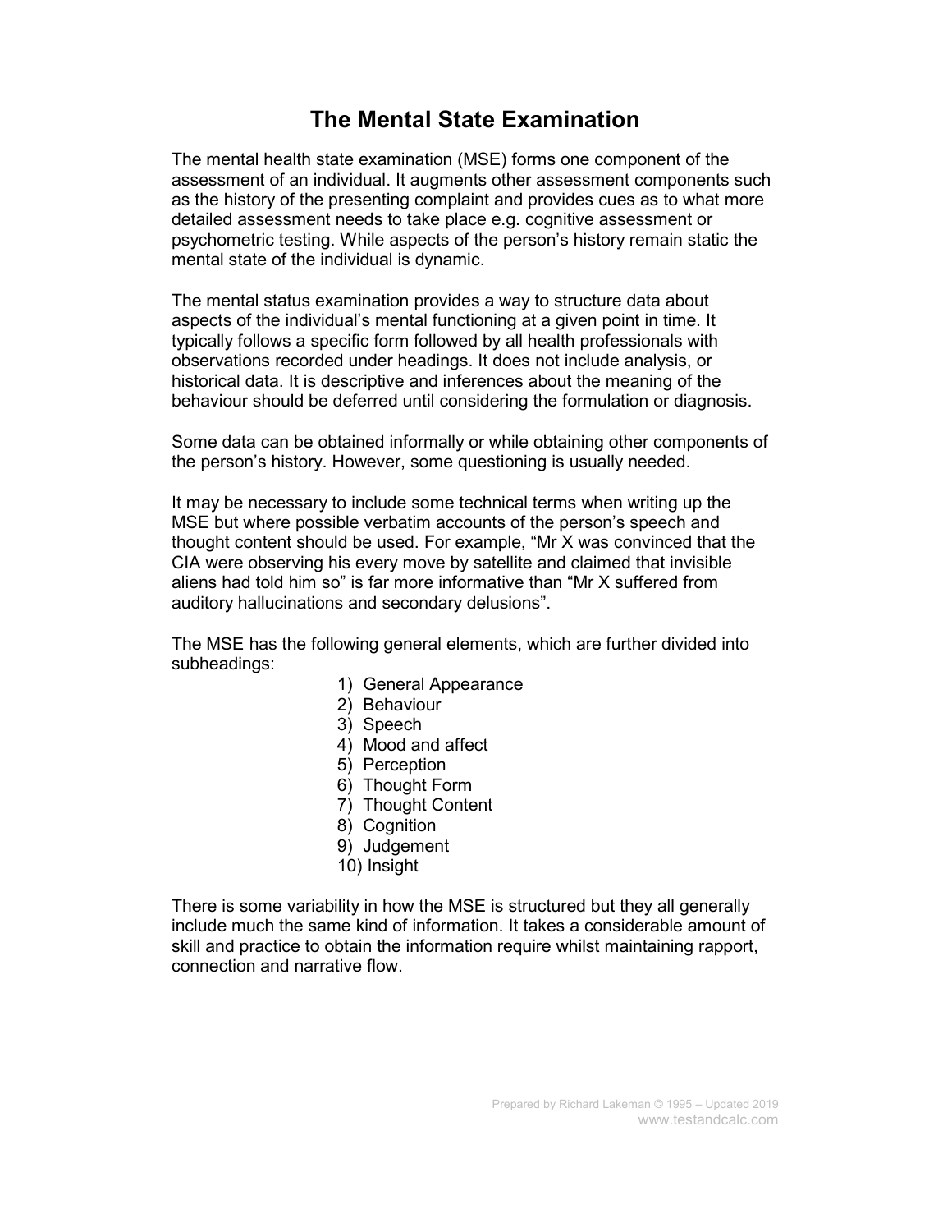# The Mental State Examination

The mental health state examination (MSE) forms one component of the assessment of an individual. It augments other assessment components such as the history of the presenting complaint and provides cues as to what more detailed assessment needs to take place e.g. cognitive assessment or psychometric testing. While aspects of the person's history remain static the mental state of the individual is dynamic.

The mental status examination provides a way to structure data about aspects of the individual's mental functioning at a given point in time. It typically follows a specific form followed by all health professionals with observations recorded under headings. It does not include analysis, or historical data. It is descriptive and inferences about the meaning of the behaviour should be deferred until considering the formulation or diagnosis.

Some data can be obtained informally or while obtaining other components of the person's history. However, some questioning is usually needed.

It may be necessary to include some technical terms when writing up the MSE but where possible verbatim accounts of the person's speech and thought content should be used. For example, "Mr X was convinced that the CIA were observing his every move by satellite and claimed that invisible aliens had told him so" is far more informative than "Mr X suffered from auditory hallucinations and secondary delusions".

The MSE has the following general elements, which are further divided into subheadings:

1) General Appearance
2) Behaviour
3) Speech
4) Mood and affect
5) Perception
6) Thought Form
7) Thought Content
8) Cognition
9) Judgement
10) Insight

There is some variability in how the MSE is structured but they all generally include much the same kind of information. It takes a considerable amount of skill and practice to obtain the information require whilst maintaining rapport, connection and narrative flow.

Prepared by Richard Lakeman © 1995 – Updated 2019
www.testandcalc.com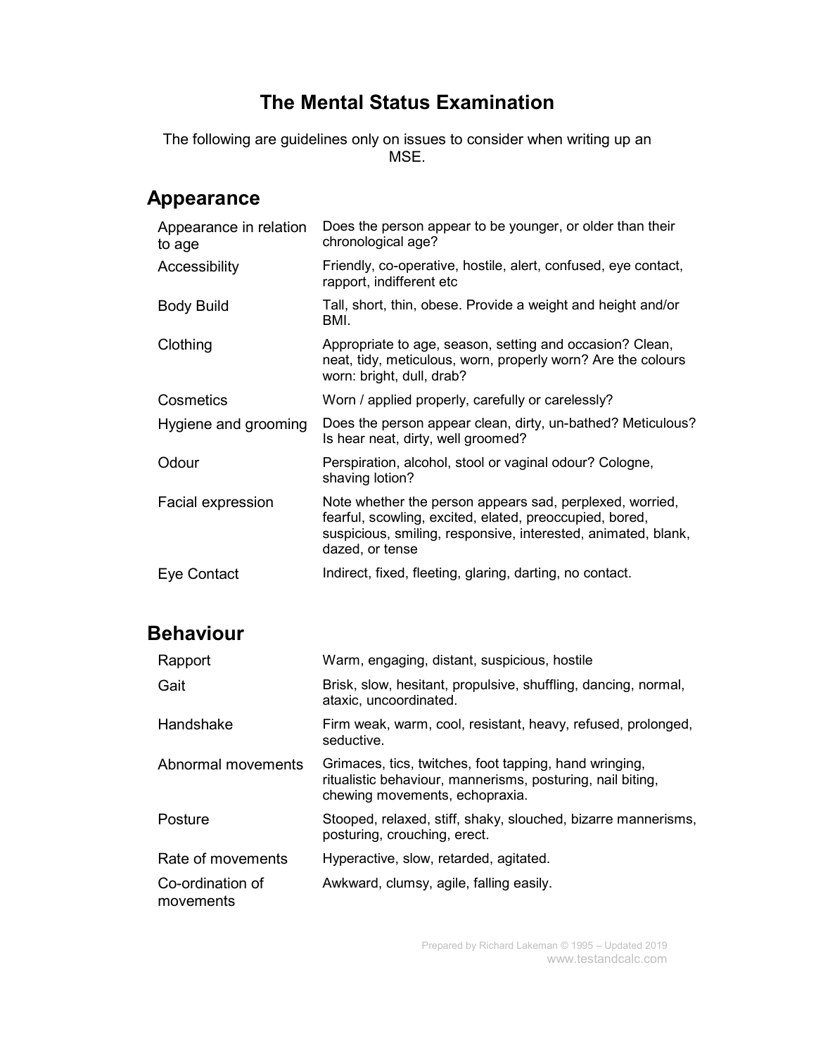# The Mental Status Examination

The following are guidelines only on issues to consider when writing up an MSE.

## Appearance

| | |
|---|---|
| Appearance in relation to age | Does the person appear to be younger, or older than their chronological age? |
| Accessibility | Friendly, co-operative, hostile, alert, confused, eye contact, rapport, indifferent etc |
| Body Build | Tall, short, thin, obese. Provide a weight and height and/or BMI. |
| Clothing | Appropriate to age, season, setting and occasion? Clean, neat, tidy, meticulous, worn, properly worn? Are the colours worn: bright, dull, drab? |
| Cosmetics | Worn / applied properly, carefully or carelessly? |
| Hygiene and grooming | Does the person appear clean, dirty, un-bathed? Meticulous? Is hear neat, dirty, well groomed? |
| Odour | Perspiration, alcohol, stool or vaginal odour? Cologne, shaving lotion? |
| Facial expression | Note whether the person appears sad, perplexed, worried, fearful, scowling, excited, elated, preoccupied, bored, suspicious, smiling, responsive, interested, animated, blank, dazed, or tense |
| Eye Contact | Indirect, fixed, fleeting, glaring, darting, no contact. |

## Behaviour

| | |
|---|---|
| Rapport | Warm, engaging, distant, suspicious, hostile |
| Gait | Brisk, slow, hesitant, propulsive, shuffling, dancing, normal, ataxic, uncoordinated. |
| Handshake | Firm weak, warm, cool, resistant, heavy, refused, prolonged, seductive. |
| Abnormal movements | Grimaces, tics, twitches, foot tapping, hand wringing, ritualistic behaviour, mannerisms, posturing, nail biting, chewing movements, echopraxia. |
| Posture | Stooped, relaxed, stiff, shaky, slouched, bizarre mannerisms, posturing, crouching, erect. |
| Rate of movements | Hyperactive, slow, retarded, agitated. |
| Co-ordination of movements | Awkward, clumsy, agile, falling easily. |

Prepared by Richard Lakeman © 1995 – Updated 2019
www.testandcalc.com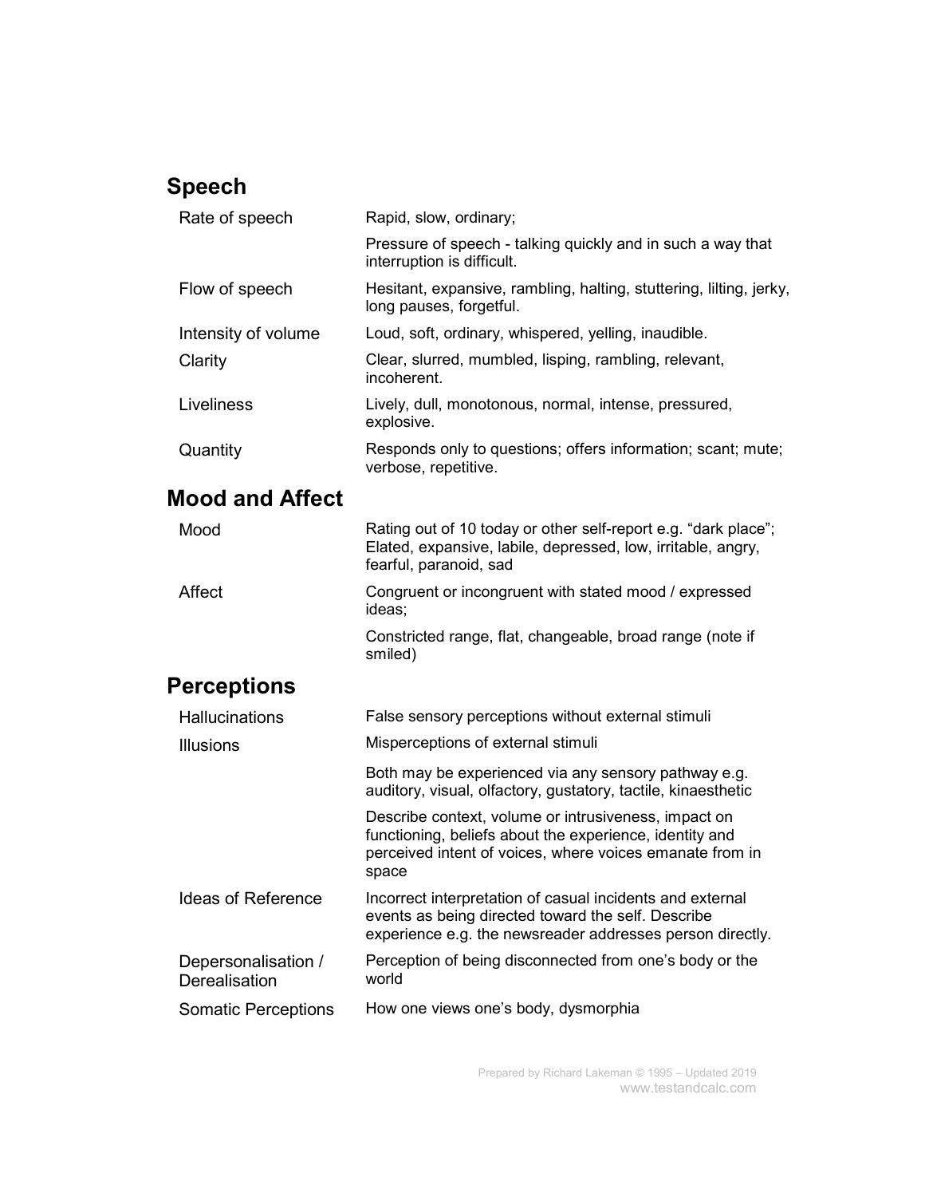## Speech

| | |
|---|---|
| Rate of speech | Rapid, slow, ordinary;<br>Pressure of speech - talking quickly and in such a way that interruption is difficult. |
| Flow of speech | Hesitant, expansive, rambling, halting, stuttering, lilting, jerky, long pauses, forgetful. |
| Intensity of volume | Loud, soft, ordinary, whispered, yelling, inaudible. |
| Clarity | Clear, slurred, mumbled, lisping, rambling, relevant, incoherent. |
| Liveliness | Lively, dull, monotonous, normal, intense, pressured, explosive. |
| Quantity | Responds only to questions; offers information; scant; mute; verbose, repetitive. |

## Mood and Affect

| | |
|---|---|
| Mood | Rating out of 10 today or other self-report e.g. "dark place"; Elated, expansive, labile, depressed, low, irritable, angry, fearful, paranoid, sad |
| Affect | Congruent or incongruent with stated mood / expressed ideas;<br>Constricted range, flat, changeable, broad range (note if smiled) |

## Perceptions

| | |
|---|---|
| Hallucinations | False sensory perceptions without external stimuli |
| Illusions | Misperceptions of external stimuli<br>Both may be experienced via any sensory pathway e.g. auditory, visual, olfactory, gustatory, tactile, kinaesthetic<br>Describe context, volume or intrusiveness, impact on functioning, beliefs about the experience, identity and perceived intent of voices, where voices emanate from in space |
| Ideas of Reference | Incorrect interpretation of casual incidents and external events as being directed toward the self. Describe experience e.g. the newsreader addresses person directly. |
| Depersonalisation / Derealisation | Perception of being disconnected from one's body or the world |
| Somatic Perceptions | How one views one's body, dysmorphia |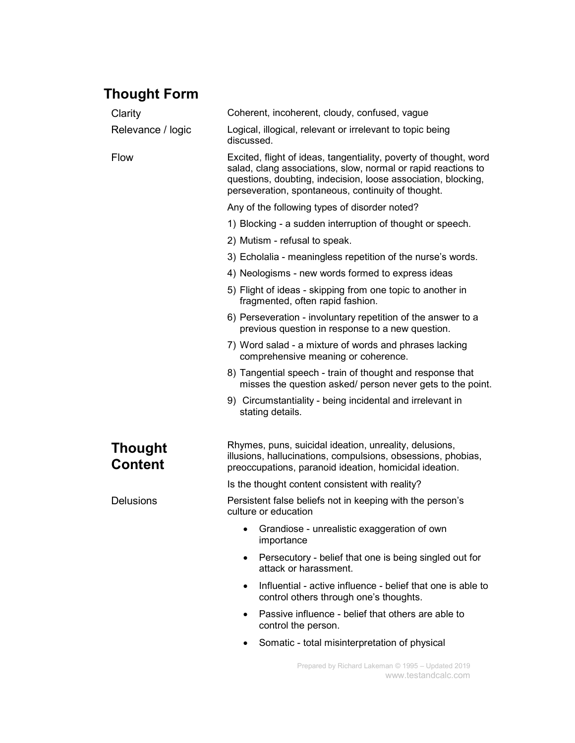## Thought Form

**Clarity**

Coherent, incoherent, cloudy, confused, vague

**Relevance / logic**

Logical, illogical, relevant or irrelevant to topic being discussed.

**Flow**

Excited, flight of ideas, tangentiality, poverty of thought, word salad, clang associations, slow, normal or rapid reactions to questions, doubting, indecision, loose association, blocking, perseveration, spontaneous, continuity of thought.

Any of the following types of disorder noted?

1) Blocking - a sudden interruption of thought or speech.
2) Mutism - refusal to speak.
3) Echolalia - meaningless repetition of the nurse's words.
4) Neologisms - new words formed to express ideas
5) Flight of ideas - skipping from one topic to another in fragmented, often rapid fashion.
6) Perseveration - involuntary repetition of the answer to a previous question in response to a new question.
7) Word salad - a mixture of words and phrases lacking comprehensive meaning or coherence.
8) Tangential speech - train of thought and response that misses the question asked/ person never gets to the point.
9) Circumstantiality - being incidental and irrelevant in stating details.

## Thought Content

Rhymes, puns, suicidal ideation, unreality, delusions, illusions, hallucinations, compulsions, obsessions, phobias, preoccupations, paranoid ideation, homicidal ideation.

Is the thought content consistent with reality?

**Delusions**

Persistent false beliefs not in keeping with the person's culture or education

- Grandiose - unrealistic exaggeration of own importance
- Persecutory - belief that one is being singled out for attack or harassment.
- Influential - active influence - belief that one is able to control others through one's thoughts.
- Passive influence - belief that others are able to control the person.
- Somatic - total misinterpretation of physical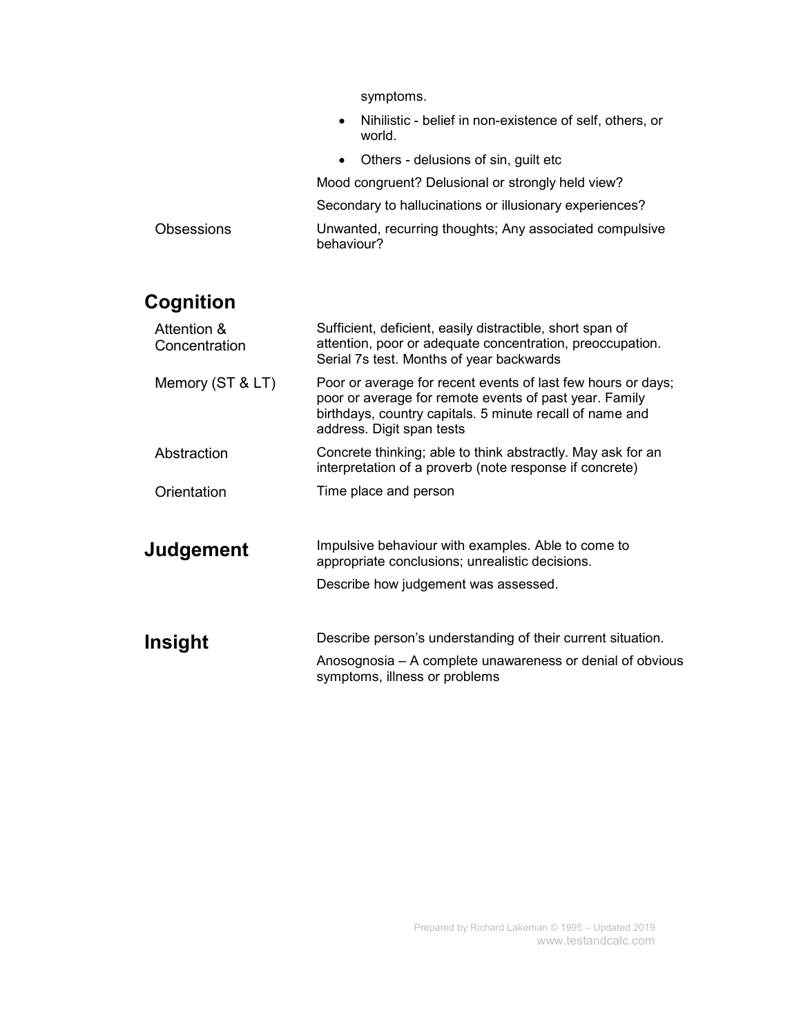symptoms.

- Nihilistic - belief in non-existence of self, others, or world.
- Others - delusions of sin, guilt etc

Mood congruent? Delusional or strongly held view?

Secondary to hallucinations or illusionary experiences?

| | |
|---|---|
| Obsessions | Unwanted, recurring thoughts; Any associated compulsive behaviour? |

## Cognition

| | |
|---|---|
| Attention & Concentration | Sufficient, deficient, easily distractible, short span of attention, poor or adequate concentration, preoccupation. Serial 7s test. Months of year backwards |
| Memory (ST & LT) | Poor or average for recent events of last few hours or days; poor or average for remote events of past year. Family birthdays, country capitals. 5 minute recall of name and address. Digit span tests |
| Abstraction | Concrete thinking; able to think abstractly. May ask for an interpretation of a proverb (note response if concrete) |
| Orientation | Time place and person |

## Judgement

Impulsive behaviour with examples. Able to come to appropriate conclusions; unrealistic decisions.

Describe how judgement was assessed.

## Insight

Describe person's understanding of their current situation.

Anosognosia – A complete unawareness or denial of obvious symptoms, illness or problems